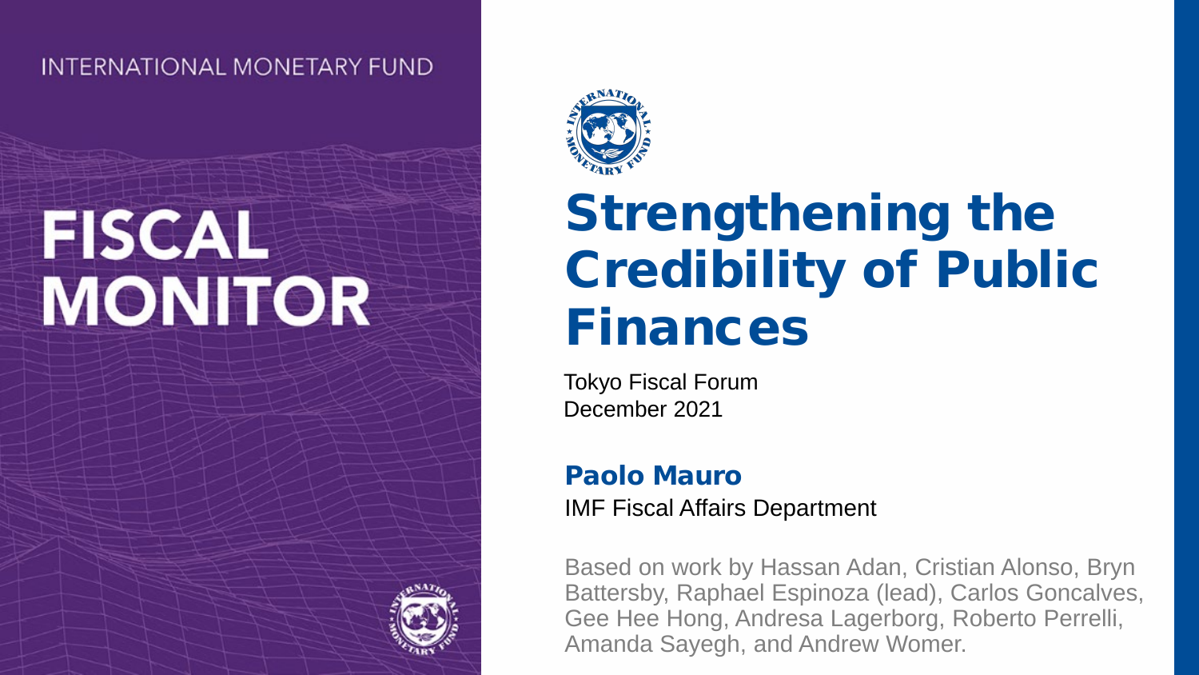INTERNATIONAL MONETARY FUND

# FISCAL MONITOR

# Strengthening the Credibility of Public Finances

Tokyo Fiscal Forum
December 2021

**Paolo Mauro**
IMF Fiscal Affairs Department

Based on work by Hassan Adan, Cristian Alonso, Bryn Battersby, Raphael Espinoza (lead), Carlos Goncalves, Gee Hee Hong, Andresa Lagerborg, Roberto Perrelli, Amanda Sayegh, and Andrew Womer.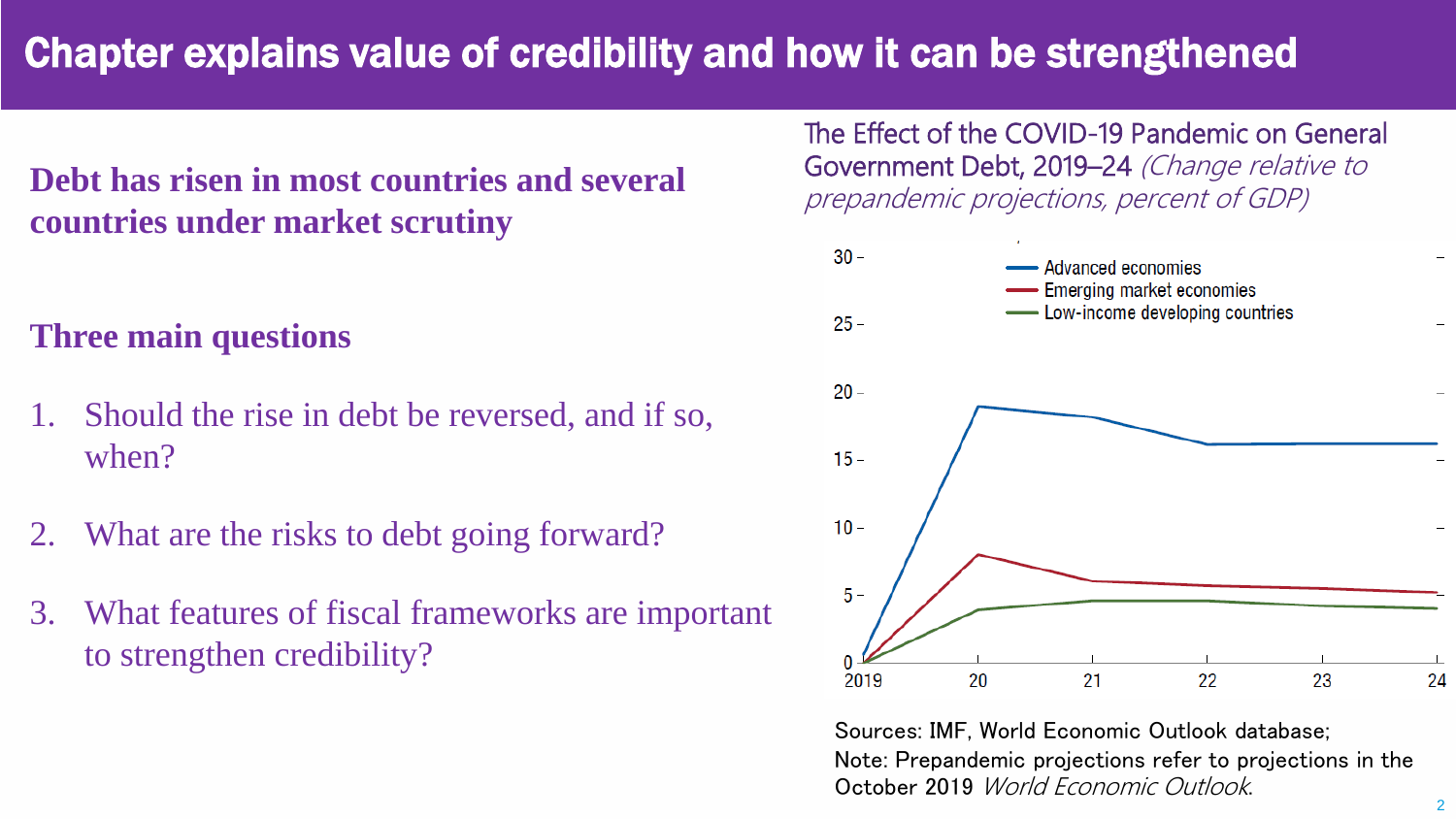# Chapter explains value of credibility and how it can be strengthened

**Debt has risen in most countries and several countries under market scrutiny**

**Three main questions**

1. Should the rise in debt be reversed, and if so, when?
2. What are the risks to debt going forward?
3. What features of fiscal frameworks are important to strengthen credibility?

The Effect of the COVID-19 Pandemic on General Government Debt, 2019–24 *(Change relative to prepandemic projections, percent of GDP)*

Sources: IMF, World Economic Outlook database;
Note: Prepandemic projections refer to projections in the October 2019 *World Economic Outlook*.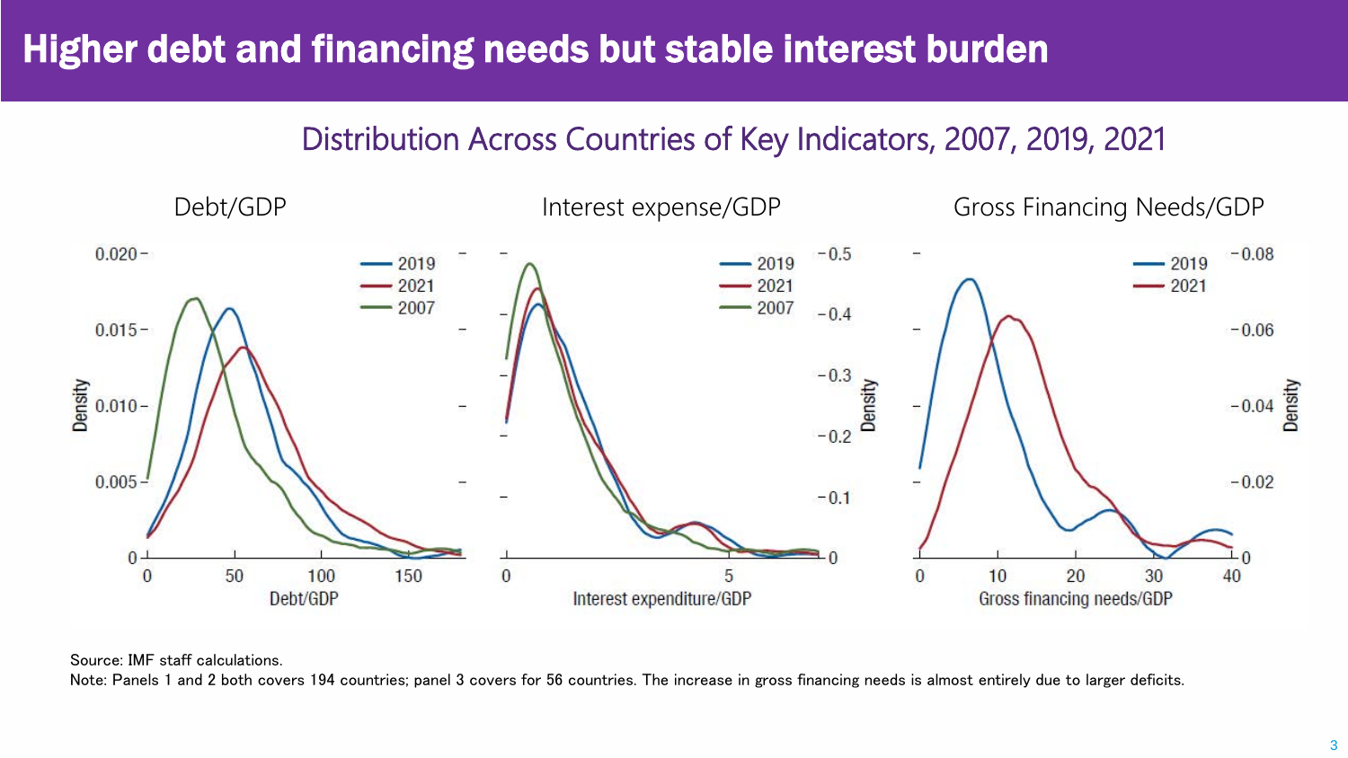# Higher debt and financing needs but stable interest burden

## Distribution Across Countries of Key Indicators, 2007, 2019, 2021

Debt/GDP

Interest expense/GDP

Gross Financing Needs/GDP

Source: IMF staff calculations.

Note: Panels 1 and 2 both covers 194 countries; panel 3 covers for 56 countries. The increase in gross financing needs is almost entirely due to larger deficits.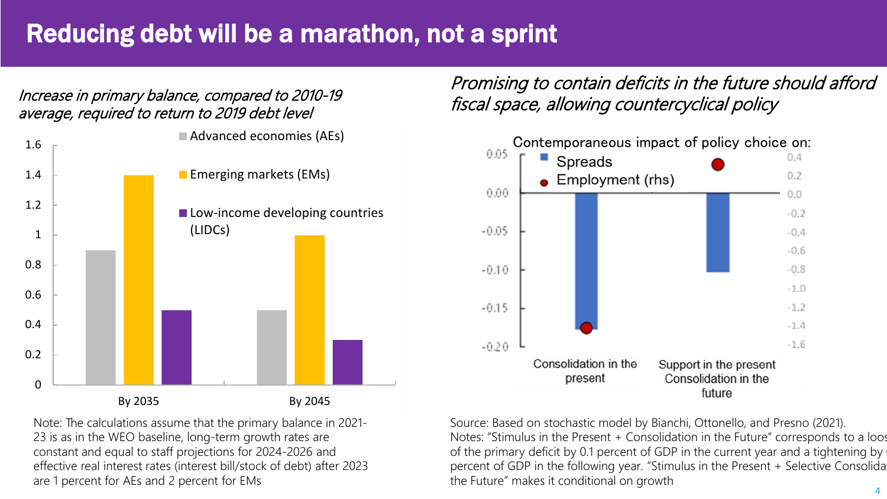# Reducing debt will be a marathon, not a sprint

*Increase in primary balance, compared to 2010-19 average, required to return to 2019 debt level*

| | Advanced economies (AEs) | Emerging markets (EMs) | Low-income developing countries (LIDCs) |
|---|---|---|---|
| By 2035 | 0.9 | 1.4 | 0.5 |
| By 2045 | 0.5 | 1.0 | 0.3 |

Note: The calculations assume that the primary balance in 2021-23 is as in the WEO baseline, long-term growth rates are constant and equal to staff projections for 2024-2026 and effective real interest rates (interest bill/stock of debt) after 2023 are 1 percent for AEs and 2 percent for EMs

*Promising to contain deficits in the future should afford fiscal space, allowing countercyclical policy*

Contemporaneous impact of policy choice on:

| | Spreads | Employment (rhs) |
|---|---|---|
| Consolidation in the present | -0.18 | -1.4 |
| Support in the present Consolidation in the future | -0.10 | 0.3 |

Source: Based on stochastic model by Bianchi, Ottonello, and Presno (2021).
Notes: "Stimulus in the Present + Consolidation in the Future" corresponds to a loos of the primary deficit by 0.1 percent of GDP in the current year and a tightening by percent of GDP in the following year. "Stimulus in the Present + Selective Consolida the Future" makes it conditional on growth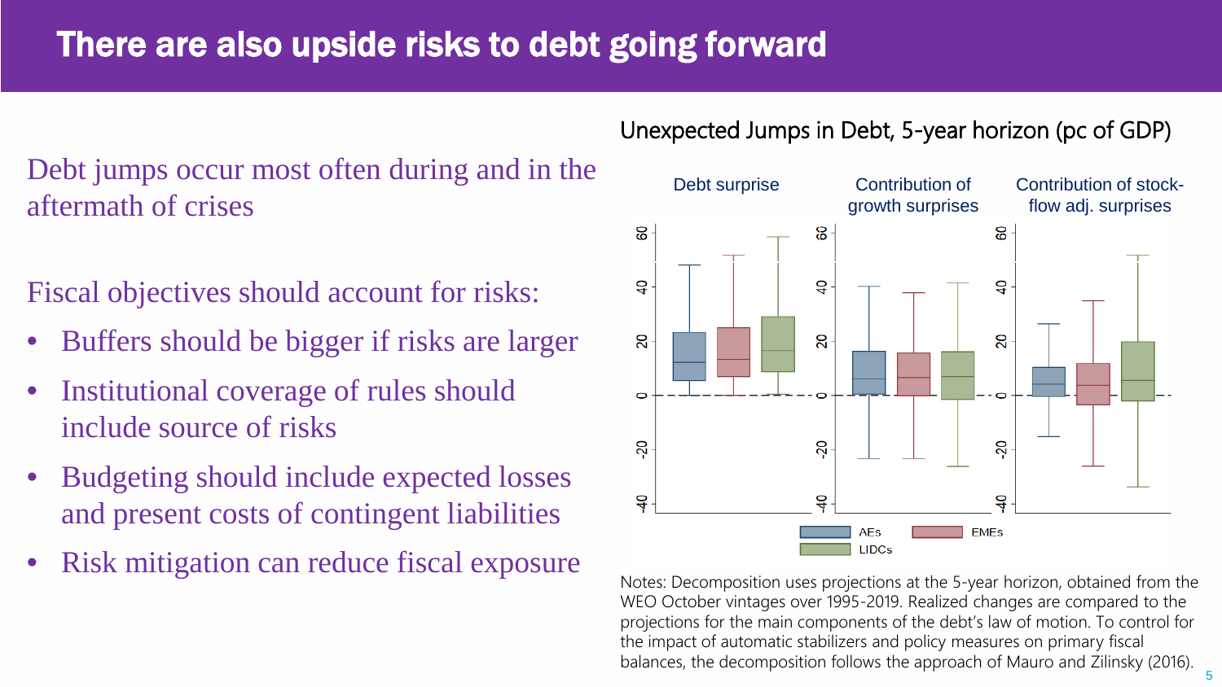# There are also upside risks to debt going forward

Debt jumps occur most often during and in the aftermath of crises

Fiscal objectives should account for risks:

- Buffers should be bigger if risks are larger
- Institutional coverage of rules should include source of risks
- Budgeting should include expected losses and present costs of contingent liabilities
- Risk mitigation can reduce fiscal exposure

Unexpected Jumps in Debt, 5-year horizon (pc of GDP)

Notes: Decomposition uses projections at the 5-year horizon, obtained from the WEO October vintages over 1995-2019. Realized changes are compared to the projections for the main components of the debt's law of motion. To control for the impact of automatic stabilizers and policy measures on primary fiscal balances, the decomposition follows the approach of Mauro and Zilinsky (2016).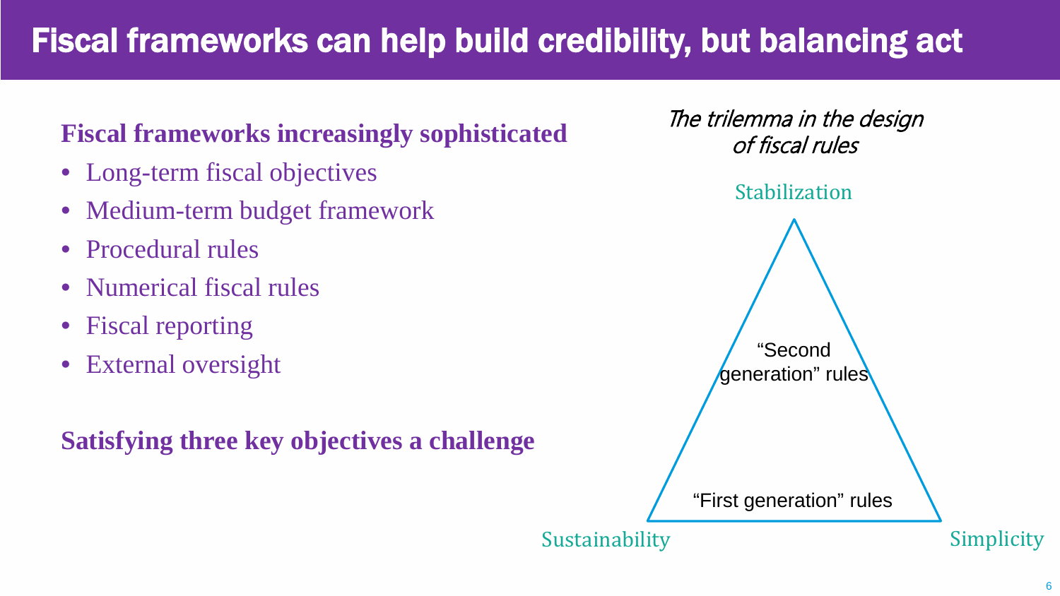# Fiscal frameworks can help build credibility, but balancing act

**Fiscal frameworks increasingly sophisticated**

- Long-term fiscal objectives
- Medium-term budget framework
- Procedural rules
- Numerical fiscal rules
- Fiscal reporting
- External oversight

**Satisfying three key objectives a challenge**

*The trilemma in the design of fiscal rules*

Stabilization

"Second generation" rules

"First generation" rules

Sustainability

Simplicity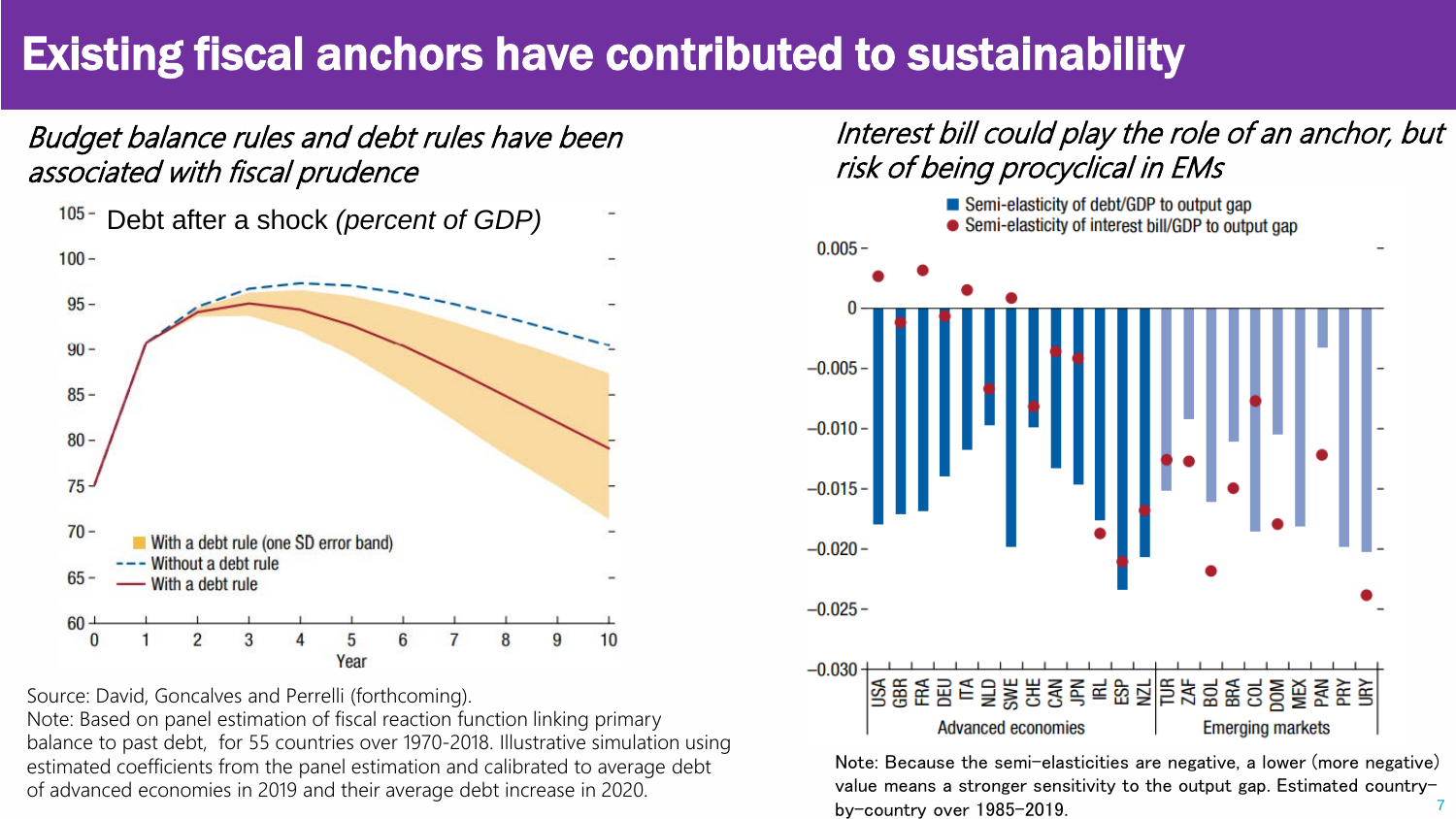# Existing fiscal anchors have contributed to sustainability

*Budget balance rules and debt rules have been associated with fiscal prudence*

Debt after a shock *(percent of GDP)*

Source: David, Goncalves and Perrelli (forthcoming).
Note: Based on panel estimation of fiscal reaction function linking primary balance to past debt, for 55 countries over 1970-2018. Illustrative simulation using estimated coefficients from the panel estimation and calibrated to average debt of advanced economies in 2019 and their average debt increase in 2020.

*Interest bill could play the role of an anchor, but risk of being procyclical in EMs*

Note: Because the semi-elasticities are negative, a lower (more negative) value means a stronger sensitivity to the output gap. Estimated country-by-country over 1985-2019.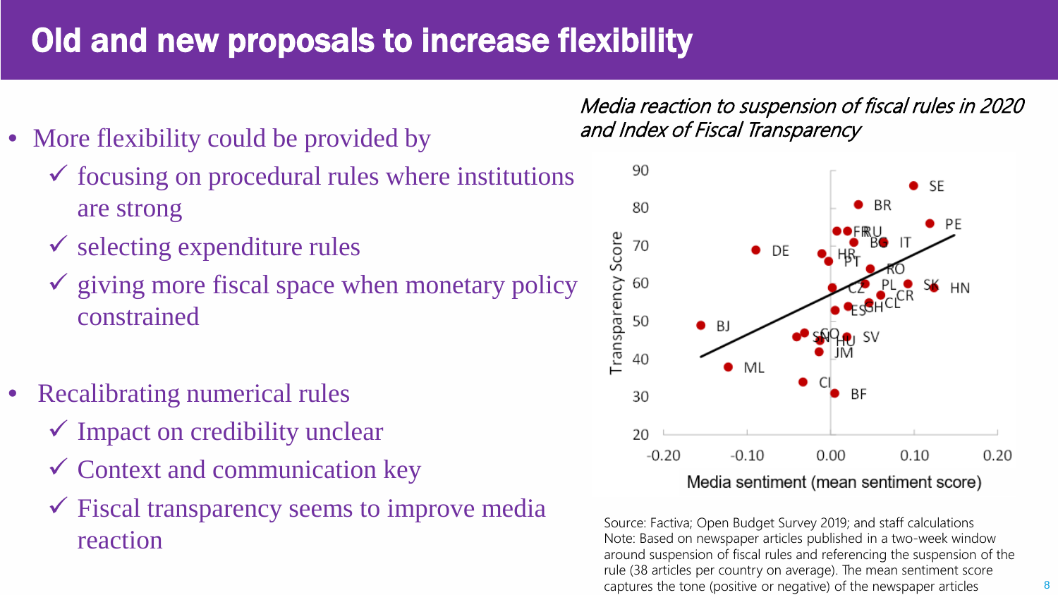# Old and new proposals to increase flexibility

- More flexibility could be provided by
  - ✓ focusing on procedural rules where institutions are strong
  - ✓ selecting expenditure rules
  - ✓ giving more fiscal space when monetary policy constrained

- Recalibrating numerical rules
  - ✓ Impact on credibility unclear
  - ✓ Context and communication key
  - ✓ Fiscal transparency seems to improve media reaction

*Media reaction to suspension of fiscal rules in 2020 and Index of Fiscal Transparency*

Source: Factiva; Open Budget Survey 2019; and staff calculations
Note: Based on newspaper articles published in a two-week window around suspension of fiscal rules and referencing the suspension of the rule (38 articles per country on average). The mean sentiment score captures the tone (positive or negative) of the newspaper articles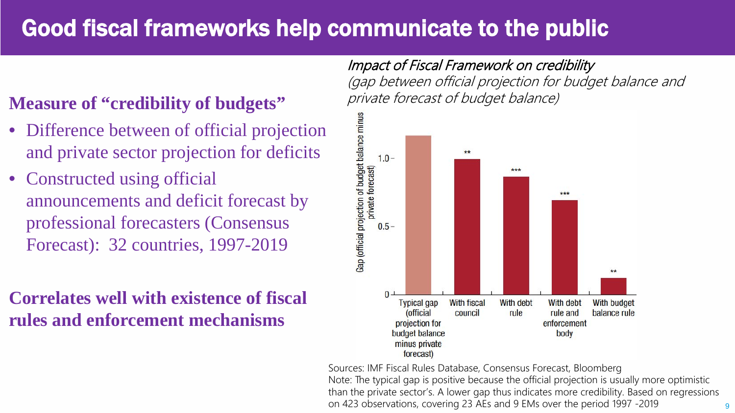# Good fiscal frameworks help communicate to the public

**Measure of "credibility of budgets"**

- Difference between of official projection and private sector projection for deficits
- Constructed using official announcements and deficit forecast by professional forecasters (Consensus Forecast): 32 countries, 1997-2019

**Correlates well with existence of fiscal rules and enforcement mechanisms**

*Impact of Fiscal Framework on credibility*
*(gap between official projection for budget balance and private forecast of budget balance)*

Gap (official projection of budget balance minus private forecast)

1.0 –

0.5 –

0

Typical gap (official projection for budget balance minus private forecast) | With fiscal council ** | With debt rule *** | With debt rule and enforcement body *** | With budget balance rule **

Sources: IMF Fiscal Rules Database, Consensus Forecast, Bloomberg
Note: The typical gap is positive because the official projection is usually more optimistic than the private sector's. A lower gap thus indicates more credibility. Based on regressions on 423 observations, covering 23 AEs and 9 EMs over the period 1997 -2019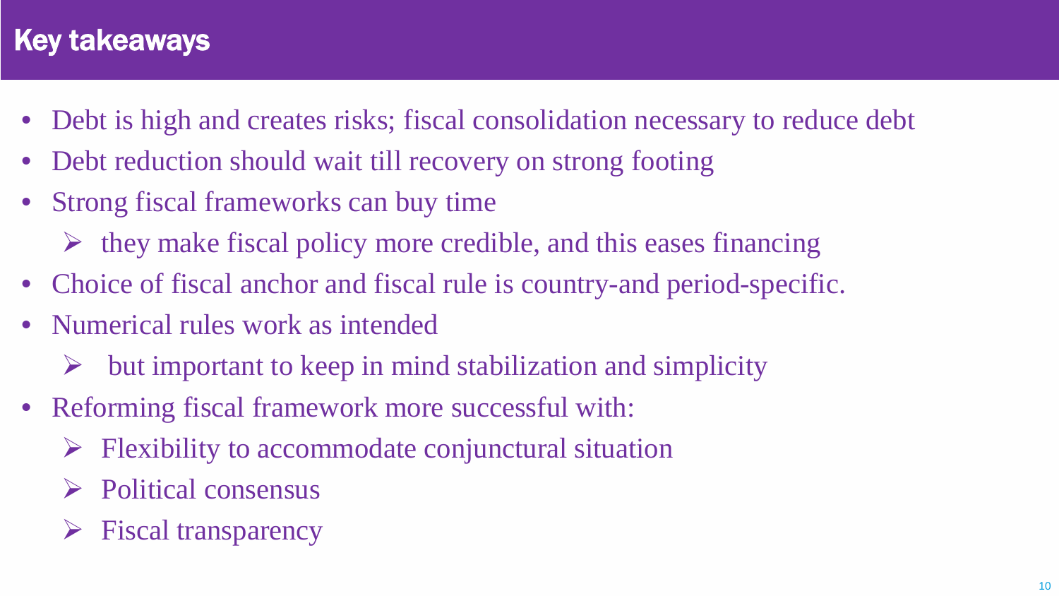## Key takeaways

- Debt is high and creates risks; fiscal consolidation necessary to reduce debt
- Debt reduction should wait till recovery on strong footing
- Strong fiscal frameworks can buy time
  - they make fiscal policy more credible, and this eases financing
- Choice of fiscal anchor and fiscal rule is country-and period-specific.
- Numerical rules work as intended
  - but important to keep in mind stabilization and simplicity
- Reforming fiscal framework more successful with:
  - Flexibility to accommodate conjunctural situation
  - Political consensus
  - Fiscal transparency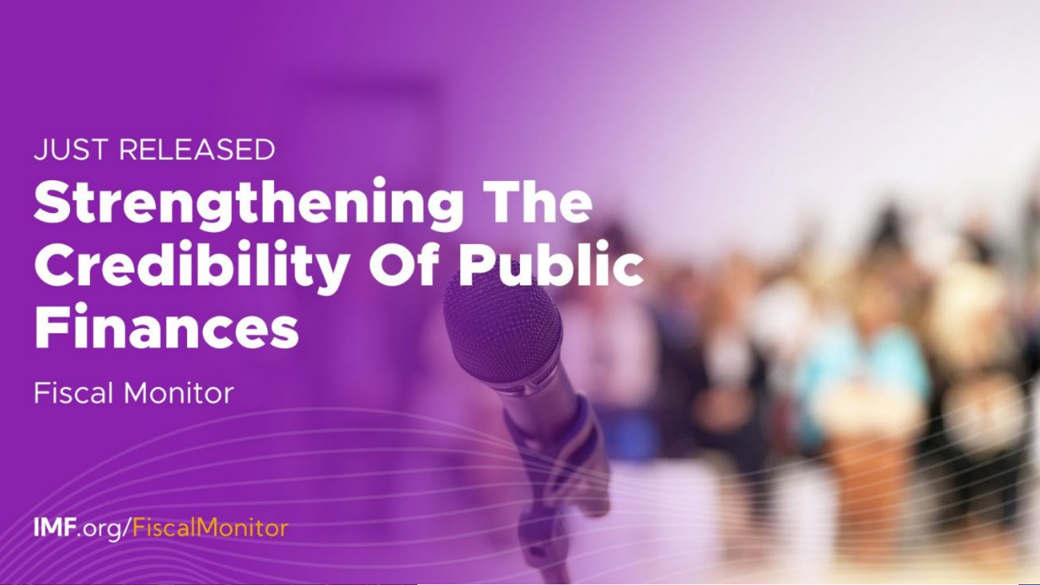JUST RELEASED

# Strengthening The Credibility Of Public Finances

Fiscal Monitor

IMF.org/FiscalMonitor